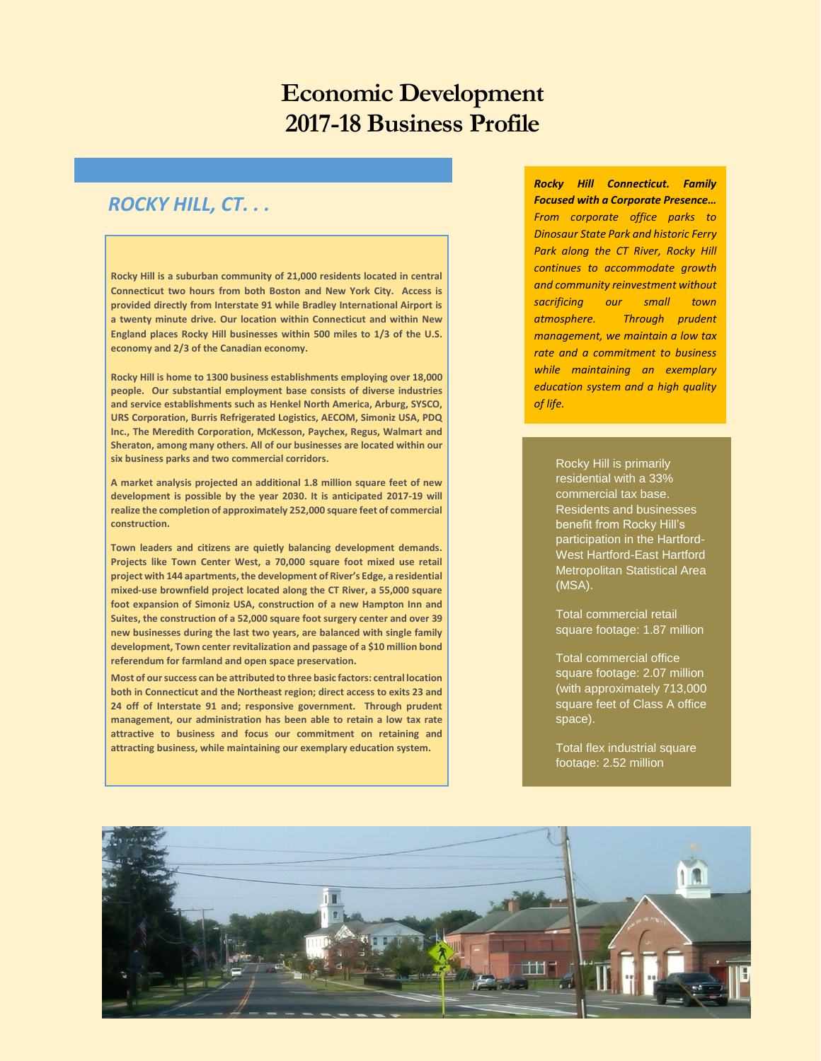# Economic Development
# 2017-18 Business Profile

## *ROCKY HILL, CT. . .*

**Rocky Hill is a suburban community of 21,000 residents located in central Connecticut two hours from both Boston and New York City. Access is provided directly from Interstate 91 while Bradley International Airport is a twenty minute drive. Our location within Connecticut and within New England places Rocky Hill businesses within 500 miles to 1/3 of the U.S. economy and 2/3 of the Canadian economy.**

**Rocky Hill is home to 1300 business establishments employing over 18,000 people. Our substantial employment base consists of diverse industries and service establishments such as Henkel North America, Arburg, SYSCO, URS Corporation, Burris Refrigerated Logistics, AECOM, Simoniz USA, PDQ Inc., The Meredith Corporation, McKesson, Paychex, Regus, Walmart and Sheraton, among many others. All of our businesses are located within our six business parks and two commercial corridors.**

**A market analysis projected an additional 1.8 million square feet of new development is possible by the year 2030. It is anticipated 2017-19 will realize the completion of approximately 252,000 square feet of commercial construction.**

**Town leaders and citizens are quietly balancing development demands. Projects like Town Center West, a 70,000 square foot mixed use retail project with 144 apartments, the development of River's Edge, a residential mixed-use brownfield project located along the CT River, a 55,000 square foot expansion of Simoniz USA, construction of a new Hampton Inn and Suites, the construction of a 52,000 square foot surgery center and over 39 new businesses during the last two years, are balanced with single family development, Town center revitalization and passage of a $10 million bond referendum for farmland and open space preservation.**

**Most of our success can be attributed to three basic factors: central location both in Connecticut and the Northeast region; direct access to exits 23 and 24 off of Interstate 91 and; responsive government. Through prudent management, our administration has been able to retain a low tax rate attractive to business and focus our commitment on retaining and attracting business, while maintaining our exemplary education system.**

***Rocky Hill Connecticut. Family Focused with a Corporate Presence…*** *From corporate office parks to Dinosaur State Park and historic Ferry Park along the CT River, Rocky Hill continues to accommodate growth and community reinvestment without sacrificing our small town atmosphere. Through prudent management, we maintain a low tax rate and a commitment to business while maintaining an exemplary education system and a high quality of life.*

Rocky Hill is primarily residential with a 33% commercial tax base. Residents and businesses benefit from Rocky Hill's participation in the Hartford-West Hartford-East Hartford Metropolitan Statistical Area (MSA).

Total commercial retail square footage: 1.87 million

Total commercial office square footage: 2.07 million (with approximately 713,000 square feet of Class A office space).

Total flex industrial square footage: 2.52 million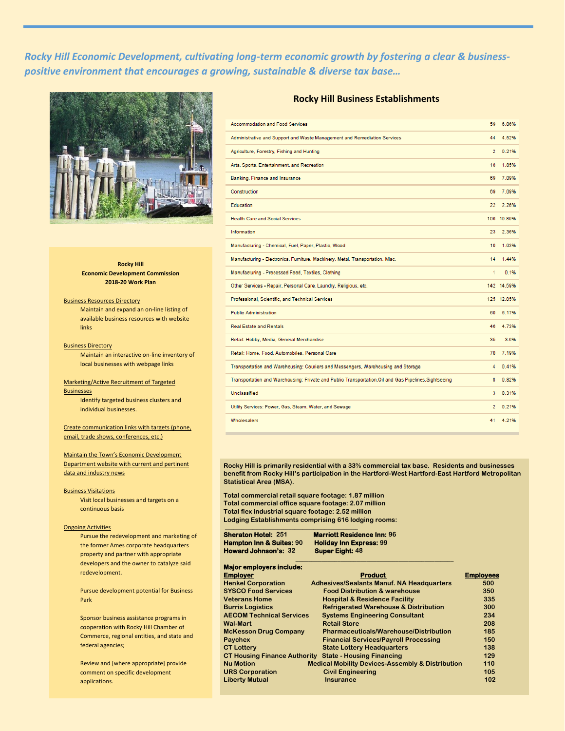*Rocky Hill Economic Development, cultivating long-term economic growth by fostering a clear & business-positive environment that encourages a growing, sustainable & diverse tax base…*

## Rocky Hill Business Establishments

| Category | Count | Percent |
|---|---|---|
| Accommodation and Food Services | 59 | 6.06% |
| Administrative and Support and Waste Management and Remediation Services | 44 | 4.52% |
| Agriculture, Forestry, Fishing and Hunting | 2 | 0.21% |
| Arts, Sports, Entertainment, and Recreation | 18 | 1.85% |
| Banking, Finance and Insurance | 69 | 7.09% |
| Construction | 69 | 7.09% |
| Education | 22 | 2.26% |
| Health Care and Social Services | 106 | 10.89% |
| Information | 23 | 2.36% |
| Manufacturing - Chemical, Fuel, Paper, Plastic, Wood | 10 | 1.03% |
| Manufacturing - Electronics, Furniture, Machinery, Metal, Transportation, Misc. | 14 | 1.44% |
| Manufacturing - Processed Food, Textiles, Clothing | 1 | 0.1% |
| Other Services - Repair, Personal Care, Laundry, Religious, etc. | 142 | 14.59% |
| Professional, Scientific, and Technical Services | 125 | 12.85% |
| Public Administration | 60 | 6.17% |
| Real Estate and Rentals | 46 | 4.73% |
| Retail: Hobby, Media, General Merchandise | 35 | 3.6% |
| Retail: Home, Food, Automobiles, Personal Care | 70 | 7.19% |
| Transportation and Warehousing: Couriers and Messengers, Warehousing and Storage | 4 | 0.41% |
| Transportation and Warehousing: Private and Public Transportation,Oil and Gas Pipelines,Sightseeing | 8 | 0.82% |
| Unclassified | 3 | 0.31% |
| Utility Services: Power, Gas, Steam, Water, and Sewage | 2 | 0.21% |
| Wholesalers | 41 | 4.21% |

**Rocky Hill**
**Economic Development Commission**
**2018-20 Work Plan**

Business Resources Directory
- Maintain and expand an on-line listing of available business resources with website links

Business Directory
- Maintain an interactive on-line inventory of local businesses with webpage links

Marketing/Active Recruitment of Targeted Businesses
- Identify targeted business clusters and individual businesses.

Create communication links with targets (phone, email, trade shows, conferences, etc.)

Maintain the Town's Economic Development Department website with current and pertinent data and industry news

Business Visitations
- Visit local businesses and targets on a continuous basis

Ongoing Activities
- Pursue the redevelopment and marketing of the former Ames corporate headquarters property and partner with appropriate developers and the owner to catalyze said redevelopment.
- Pursue development potential for Business Park
- Sponsor business assistance programs in cooperation with Rocky Hill Chamber of Commerce, regional entities, and state and federal agencies;
- Review and [where appropriate] provide comment on specific development applications.

**Rocky Hill is primarily residential with a 33% commercial tax base. Residents and businesses benefit from Rocky Hill's participation in the Hartford-West Hartford-East Hartford Metropolitan Statistical Area (MSA).**

**Total commercial retail square footage: 1.87 million**
**Total commercial office square footage: 2.07 million**
**Total flex industrial square footage: 2.52 million**
**Lodging Establishments comprising 616 lodging rooms:**

**Sheraton Hotel:** 251
**Marriott Residence Inn:** 96
**Hampton Inn & Suites:** 90
**Holiday Inn Express:** 99
**Howard Johnson's:** 32
**Super Eight:** 48

**Major employers include:**

| Employer | Product | Employees |
|---|---|---|
| Henkel Corporation | Adhesives/Sealants Manuf. NA Headquarters | 500 |
| SYSCO Food Services | Food Distribution & warehouse | 350 |
| Veterans Home | Hospital & Residence Facility | 335 |
| Burris Logistics | Refrigerated Warehouse & Distribution | 300 |
| AECOM Technical Services | Systems Engineering Consultant | 234 |
| Wal-Mart | Retail Store | 208 |
| McKesson Drug Company | Pharmaceuticals/Warehouse/Distribution | 185 |
| Paychex | Financial Services/Payroll Processing | 150 |
| CT Lottery | State Lottery Headquarters | 138 |
| CT Housing Finance Authority | State - Housing Financing | 129 |
| Nu Motion | Medical Mobility Devices-Assembly & Distribution | 110 |
| URS Corporation | Civil Engineering | 105 |
| Liberty Mutual | Insurance | 102 |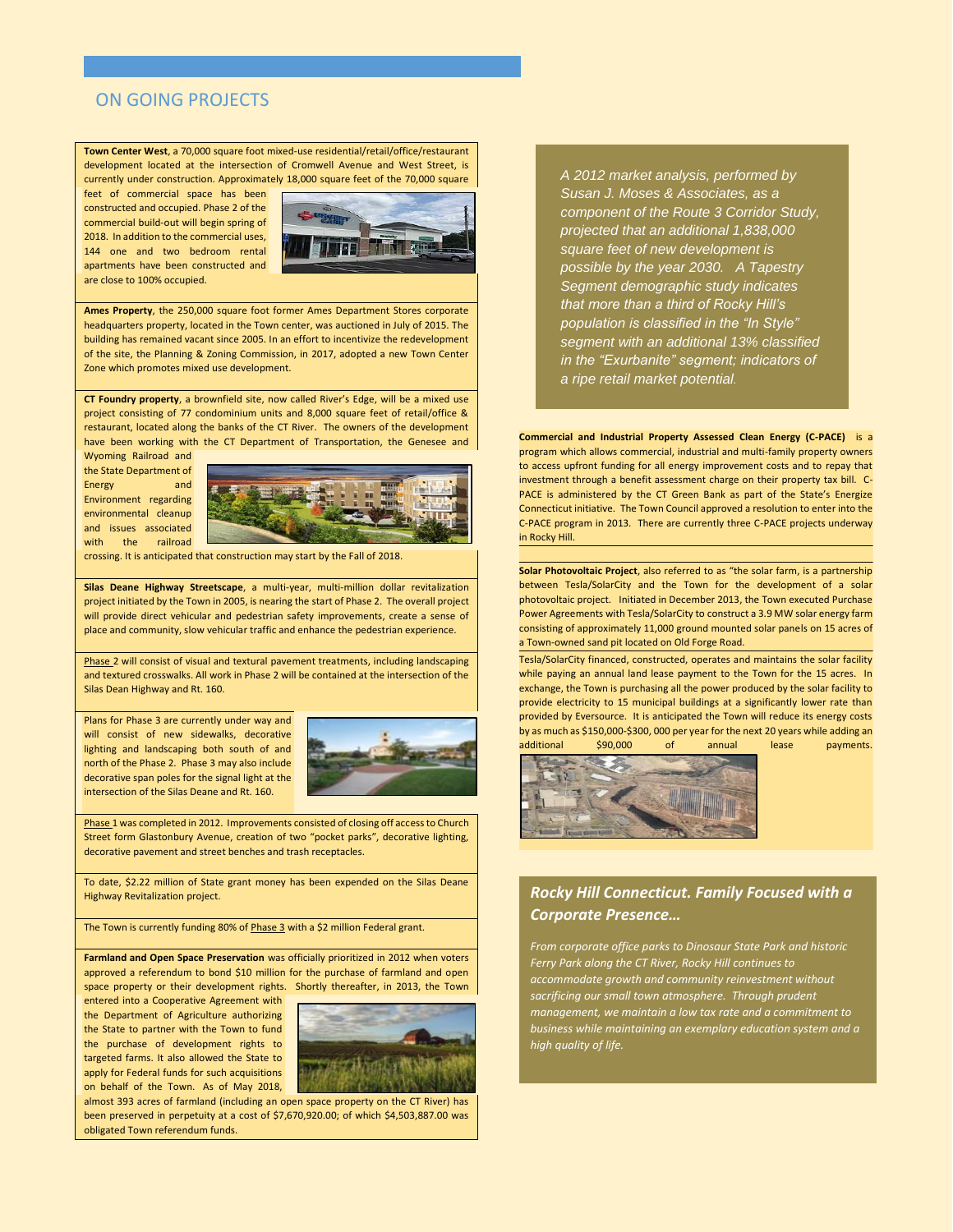## ON GOING PROJECTS

**Town Center West**, a 70,000 square foot mixed-use residential/retail/office/restaurant development located at the intersection of Cromwell Avenue and West Street, is currently under construction. Approximately 18,000 square feet of the 70,000 square feet of commercial space has been constructed and occupied. Phase 2 of the commercial build-out will begin spring of 2018. In addition to the commercial uses, 144 one and two bedroom rental apartments have been constructed and are close to 100% occupied.

**Ames Property**, the 250,000 square foot former Ames Department Stores corporate headquarters property, located in the Town center, was auctioned in July of 2015. The building has remained vacant since 2005. In an effort to incentivize the redevelopment of the site, the Planning & Zoning Commission, in 2017, adopted a new Town Center Zone which promotes mixed use development.

**CT Foundry property**, a brownfield site, now called River's Edge, will be a mixed use project consisting of 77 condominium units and 8,000 square feet of retail/office & restaurant, located along the banks of the CT River. The owners of the development have been working with the CT Department of Transportation, the Genesee and Wyoming Railroad and the State Department of Energy and Environment regarding environmental cleanup and issues associated with the railroad crossing. It is anticipated that construction may start by the Fall of 2018.

**Silas Deane Highway Streetscape**, a multi-year, multi-million dollar revitalization project initiated by the Town in 2005, is nearing the start of Phase 2. The overall project will provide direct vehicular and pedestrian safety improvements, create a sense of place and community, slow vehicular traffic and enhance the pedestrian experience.

Phase 2 will consist of visual and textural pavement treatments, including landscaping and textured crosswalks. All work in Phase 2 will be contained at the intersection of the Silas Dean Highway and Rt. 160.

Plans for Phase 3 are currently under way and will consist of new sidewalks, decorative lighting and landscaping both south of and north of the Phase 2. Phase 3 may also include decorative span poles for the signal light at the intersection of the Silas Deane and Rt. 160.

Phase 1 was completed in 2012. Improvements consisted of closing off access to Church Street form Glastonbury Avenue, creation of two "pocket parks", decorative lighting, decorative pavement and street benches and trash receptacles.

To date, $2.22 million of State grant money has been expended on the Silas Deane Highway Revitalization project.

The Town is currently funding 80% of Phase 3 with a $2 million Federal grant.

**Farmland and Open Space Preservation** was officially prioritized in 2012 when voters approved a referendum to bond $10 million for the purchase of farmland and open space property or their development rights. Shortly thereafter, in 2013, the Town entered into a Cooperative Agreement with the Department of Agriculture authorizing the State to partner with the Town to fund the purchase of development rights to targeted farms. It also allowed the State to apply for Federal funds for such acquisitions on behalf of the Town. As of May 2018, almost 393 acres of farmland (including an open space property on the CT River) has been preserved in perpetuity at a cost of $7,670,920.00; of which $4,503,887.00 was obligated Town referendum funds.

*A 2012 market analysis, performed by Susan J. Moses & Associates, as a component of the Route 3 Corridor Study, projected that an additional 1,838,000 square feet of new development is possible by the year 2030. A Tapestry Segment demographic study indicates that more than a third of Rocky Hill's population is classified in the "In Style" segment with an additional 13% classified in the "Exurbanite" segment; indicators of a ripe retail market potential.*

**Commercial and Industrial Property Assessed Clean Energy (C-PACE)** is a program which allows commercial, industrial and multi-family property owners to access upfront funding for all energy improvement costs and to repay that investment through a benefit assessment charge on their property tax bill. C-PACE is administered by the CT Green Bank as part of the State's Energize Connecticut initiative. The Town Council approved a resolution to enter into the C-PACE program in 2013. There are currently three C-PACE projects underway in Rocky Hill.

**Solar Photovoltaic Project**, also referred to as "the solar farm, is a partnership between Tesla/SolarCity and the Town for the development of a solar photovoltaic project. Initiated in December 2013, the Town executed Purchase Power Agreements with Tesla/SolarCity to construct a 3.9 MW solar energy farm consisting of approximately 11,000 ground mounted solar panels on 15 acres of a Town-owned sand pit located on Old Forge Road.

Tesla/SolarCity financed, constructed, operates and maintains the solar facility while paying an annual land lease payment to the Town for the 15 acres. In exchange, the Town is purchasing all the power produced by the solar facility to provide electricity to 15 municipal buildings at a significantly lower rate than provided by Eversource. It is anticipated the Town will reduce its energy costs by as much as $150,000-$300, 000 per year for the next 20 years while adding an additional $90,000 of annual lease payments.

### *Rocky Hill Connecticut. Family Focused with a Corporate Presence…*

*From corporate office parks to Dinosaur State Park and historic Ferry Park along the CT River, Rocky Hill continues to accommodate growth and community reinvestment without sacrificing our small town atmosphere. Through prudent management, we maintain a low tax rate and a commitment to business while maintaining an exemplary education system and a high quality of life.*